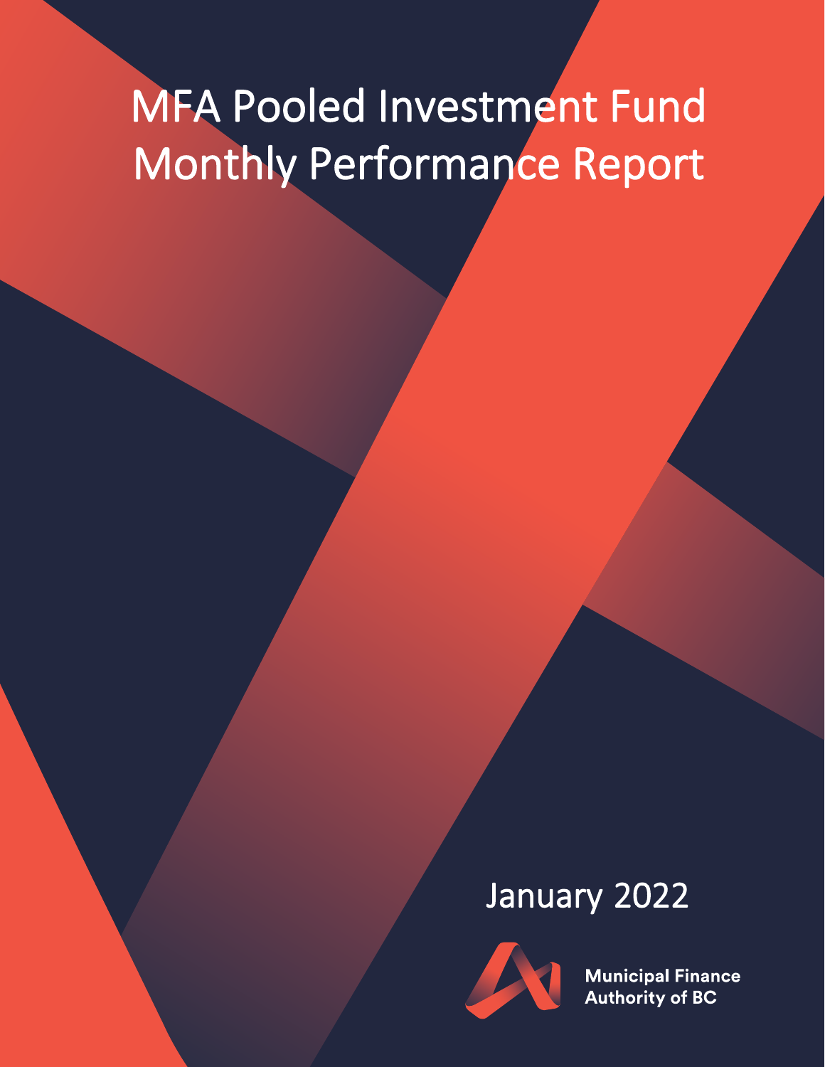# MFA Pooled Investment Fund Monthly Performance Report

## January 2022

**Municipal Finance Authority of BC**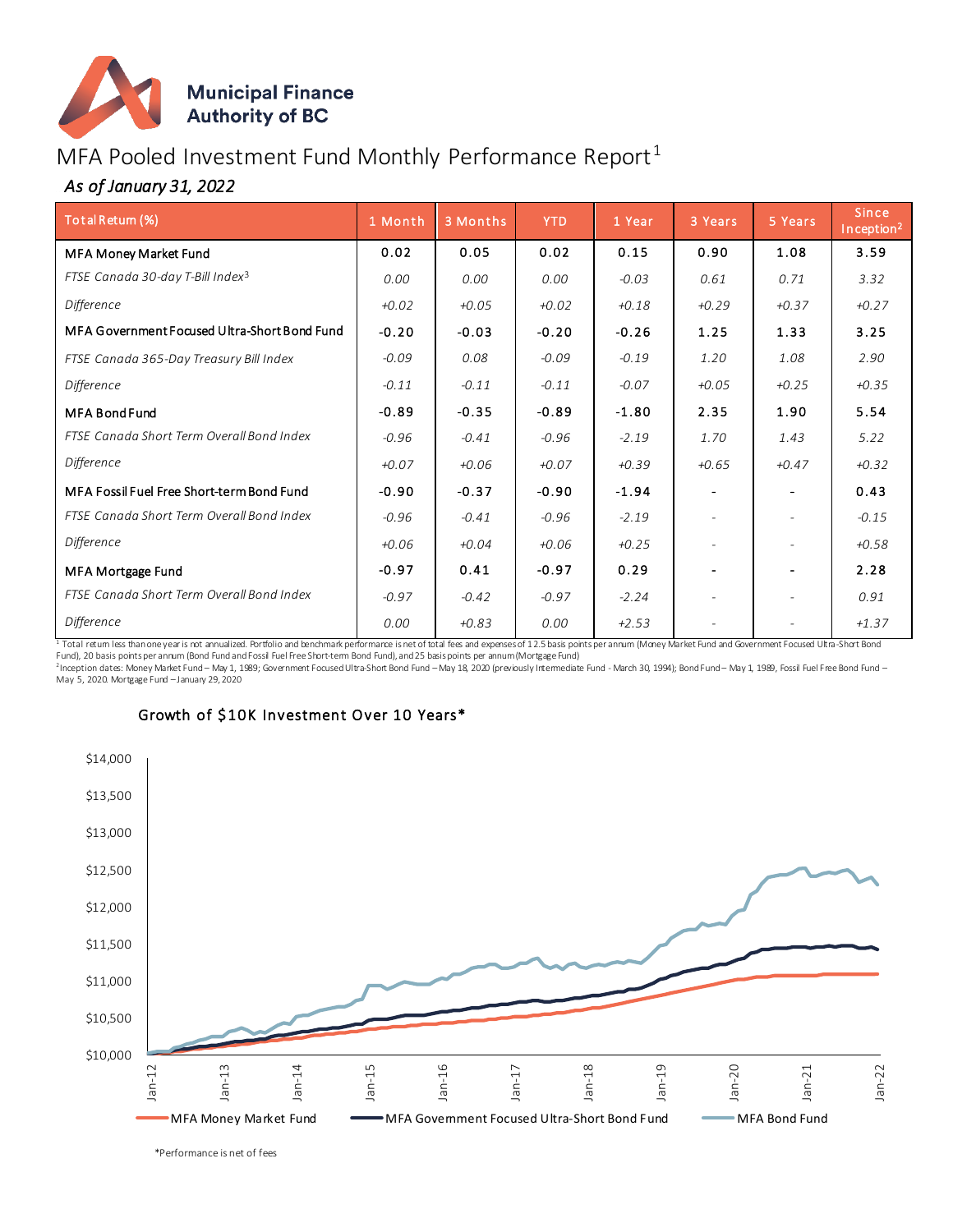# Municipal Finance Authority of BC

## MFA Pooled Investment Fund Monthly Performance Report[1]

*As of January 31, 2022*

| Total Return (%) | 1 Month | 3 Months | YTD | 1 Year | 3 Years | 5 Years | Since Inception[2] |
|---|---|---|---|---|---|---|---|
| MFA Money Market Fund | 0.02 | 0.05 | 0.02 | 0.15 | 0.90 | 1.08 | 3.59 |
| *FTSE Canada 30-day T-Bill Index[3]* | *0.00* | *0.00* | *0.00* | *-0.03* | *0.61* | *0.71* | *3.32* |
| *Difference* | *+0.02* | *+0.05* | *+0.02* | *+0.18* | *+0.29* | *+0.37* | *+0.27* |
| MFA Government Focused Ultra-Short Bond Fund | -0.20 | -0.03 | -0.20 | -0.26 | 1.25 | 1.33 | 3.25 |
| *FTSE Canada 365-Day Treasury Bill Index* | *-0.09* | *0.08* | *-0.09* | *-0.19* | *1.20* | *1.08* | *2.90* |
| *Difference* | *-0.11* | *-0.11* | *-0.11* | *-0.07* | *+0.05* | *+0.25* | *+0.35* |
| MFA Bond Fund | -0.89 | -0.35 | -0.89 | -1.80 | 2.35 | 1.90 | 5.54 |
| *FTSE Canada Short Term Overall Bond Index* | *-0.96* | *-0.41* | *-0.96* | *-2.19* | *1.70* | *1.43* | *5.22* |
| *Difference* | *+0.07* | *+0.06* | *+0.07* | *+0.39* | *+0.65* | *+0.47* | *+0.32* |
| MFA Fossil Fuel Free Short-term Bond Fund | -0.90 | -0.37 | -0.90 | -1.94 | - | - | 0.43 |
| *FTSE Canada Short Term Overall Bond Index* | *-0.96* | *-0.41* | *-0.96* | *-2.19* | - | - | *-0.15* |
| *Difference* | *+0.06* | *+0.04* | *+0.06* | *+0.25* | - | - | *+0.58* |
| MFA Mortgage Fund | -0.97 | 0.41 | -0.97 | 0.29 | - | - | 2.28 |
| *FTSE Canada Short Term Overall Bond Index* | *-0.97* | *-0.42* | *-0.97* | *-2.24* | - | - | *0.91* |
| *Difference* | *0.00* | *+0.83* | *0.00* | *+2.53* | - | - | *+1.37* |

[1] Total return less than one year is not annualized. Portfolio and benchmark performance is net of total fees and expenses of 12.5 basis points per annum (Money Market Fund and Government Focused Ultra-Short Bond Fund), 20 basis points per annum (Bond Fund and Fossil Fuel Free Short-term Bond Fund), and 25 basis points per annum (Mortgage Fund)

[2] Inception dates: Money Market Fund – May 1, 1989; Government Focused Ultra-Short Bond Fund – May 18, 2020 (previously Intermediate Fund - March 30, 1994); Bond Fund – May 1, 1989, Fossil Fuel Free Bond Fund – May 5, 2020. Mortgage Fund – January 29, 2020

### Growth of $10K Investment Over 10 Years*

*Performance is net of fees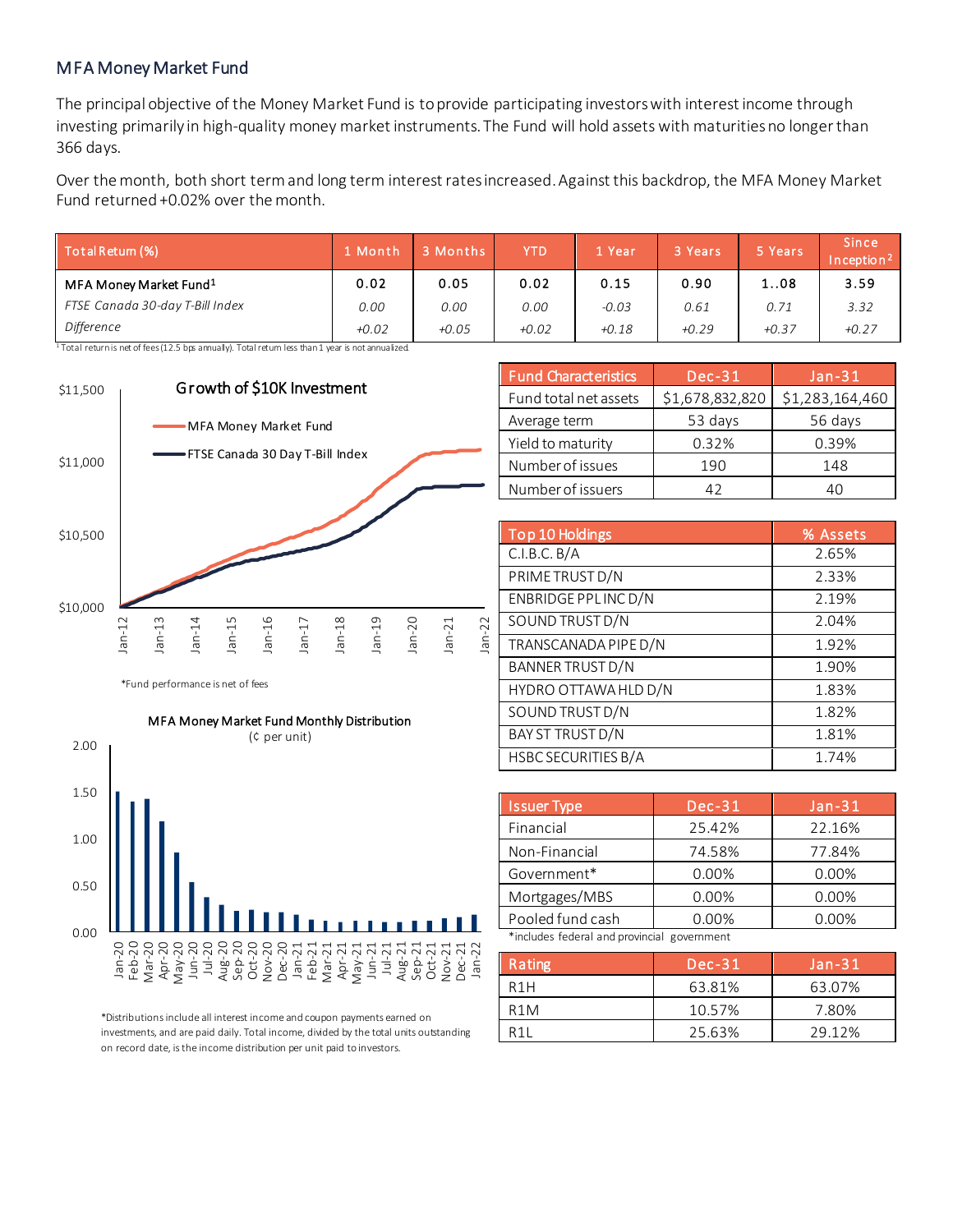## MFA Money Market Fund

The principal objective of the Money Market Fund is to provide participating investors with interest income through investing primarily in high-quality money market instruments. The Fund will hold assets with maturities no longer than 366 days.

Over the month, both short term and long term interest rates increased. Against this backdrop, the MFA Money Market Fund returned +0.02% over the month.

| Total Return (%) | 1 Month | 3 Months | YTD | 1 Year | 3 Years | 5 Years | Since Inception[2] |
|---|---|---|---|---|---|---|---|
| MFA Money Market Fund[1] | 0.02 | 0.05 | 0.02 | 0.15 | 0.90 | 1..08 | 3.59 |
| *FTSE Canada 30-day T-Bill Index* | *0.00* | *0.00* | *0.00* | *-0.03* | *0.61* | *0.71* | *3.32* |
| *Difference* | *+0.02* | *+0.05* | *+0.02* | *+0.18* | *+0.29* | *+0.37* | *+0.27* |

[1] Total return is net of fees (12.5 bps annually). Total return less than 1 year is not annualized.

**Growth of $10K Investment**

MFA Money Market Fund; FTSE Canada 30 Day T-Bill Index

*Fund performance is net of fees

**MFA Money Market Fund Monthly Distribution** (¢ per unit)

*Distributions include all interest income and coupon payments earned on investments, and are paid daily. Total income, divided by the total units outstanding on record date, is the income distribution per unit paid to investors.

| Fund Characteristics | Dec-31 | Jan-31 |
|---|---|---|
| Fund total net assets | $1,678,832,820 | $1,283,164,460 |
| Average term | 53 days | 56 days |
| Yield to maturity | 0.32% | 0.39% |
| Number of issues | 190 | 148 |
| Number of issuers | 42 | 40 |

| Top 10 Holdings | % Assets |
|---|---|
| C.I.B.C. B/A | 2.65% |
| PRIME TRUST D/N | 2.33% |
| ENBRIDGE PPL INC D/N | 2.19% |
| SOUND TRUST D/N | 2.04% |
| TRANSCANADA PIPE D/N | 1.92% |
| BANNER TRUST D/N | 1.90% |
| HYDRO OTTAWA HLD D/N | 1.83% |
| SOUND TRUST D/N | 1.82% |
| BAY ST TRUST D/N | 1.81% |
| HSBC SECURITIES B/A | 1.74% |

| Issuer Type | Dec-31 | Jan-31 |
|---|---|---|
| Financial | 25.42% | 22.16% |
| Non-Financial | 74.58% | 77.84% |
| Government* | 0.00% | 0.00% |
| Mortgages/MBS | 0.00% | 0.00% |
| Pooled fund cash | 0.00% | 0.00% |

*includes federal and provincial government

| Rating | Dec-31 | Jan-31 |
|---|---|---|
| R1H | 63.81% | 63.07% |
| R1M | 10.57% | 7.80% |
| R1L | 25.63% | 29.12% |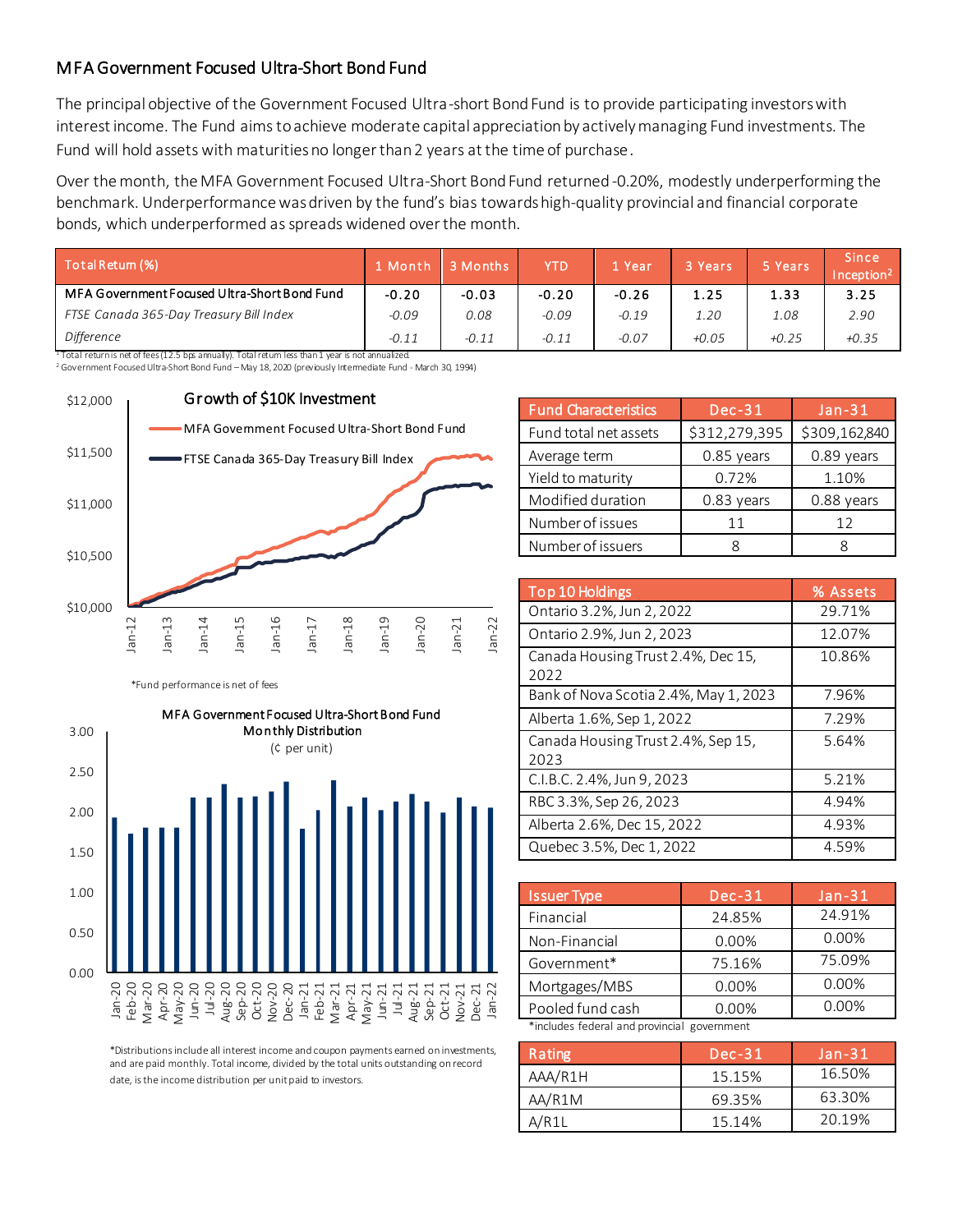## MFA Government Focused Ultra-Short Bond Fund

The principal objective of the Government Focused Ultra-short Bond Fund is to provide participating investors with interest income. The Fund aims to achieve moderate capital appreciation by actively managing Fund investments. The Fund will hold assets with maturities no longer than 2 years at the time of purchase.

Over the month, the MFA Government Focused Ultra-Short Bond Fund returned -0.20%, modestly underperforming the benchmark. Underperformance was driven by the fund's bias towards high-quality provincial and financial corporate bonds, which underperformed as spreads widened over the month.

| Total Return (%) | 1 Month | 3 Months | YTD | 1 Year | 3 Years | 5 Years | Since Inception[2] |
|---|---|---|---|---|---|---|---|
| MFA Government Focused Ultra-Short Bond Fund | -0.20 | -0.03 | -0.20 | -0.26 | 1.25 | 1.33 | 3.25 |
| *FTSE Canada 365-Day Treasury Bill Index* | *-0.09* | *0.08* | *-0.09* | *-0.19* | *1.20* | *1.08* | *2.90* |
| *Difference* | *-0.11* | *-0.11* | *-0.11* | *-0.07* | *+0.05* | *+0.25* | *+0.35* |

[1] Total return is net of fees (12.5 bps annually). Total return less than 1 year is not annualized.
[2] Government Focused Ultra-Short Bond Fund – May 18, 2020 (previously Intermediate Fund - March 30, 1994)

**Growth of $10K Investment**

*Fund performance is net of fees

| Fund Characteristics | Dec-31 | Jan-31 |
|---|---|---|
| Fund total net assets | $312,279,395 | $309,162,840 |
| Average term | 0.85 years | 0.89 years |
| Yield to maturity | 0.72% | 1.10% |
| Modified duration | 0.83 years | 0.88 years |
| Number of issues | 11 | 12 |
| Number of issuers | 8 | 8 |

| Top 10 Holdings | % Assets |
|---|---|
| Ontario 3.2%, Jun 2, 2022 | 29.71% |
| Ontario 2.9%, Jun 2, 2023 | 12.07% |
| Canada Housing Trust 2.4%, Dec 15, 2022 | 10.86% |
| Bank of Nova Scotia 2.4%, May 1, 2023 | 7.96% |
| Alberta 1.6%, Sep 1, 2022 | 7.29% |
| Canada Housing Trust 2.4%, Sep 15, 2023 | 5.64% |
| C.I.B.C. 2.4%, Jun 9, 2023 | 5.21% |
| RBC 3.3%, Sep 26, 2023 | 4.94% |
| Alberta 2.6%, Dec 15, 2022 | 4.93% |
| Quebec 3.5%, Dec 1, 2022 | 4.59% |

**MFA Government Focused Ultra-Short Bond Fund Monthly Distribution**
(¢ per unit)

*Distributions include all interest income and coupon payments earned on investments, and are paid monthly. Total income, divided by the total units outstanding on record date, is the income distribution per unit paid to investors.

| Issuer Type | Dec-31 | Jan-31 |
|---|---|---|
| Financial | 24.85% | 24.91% |
| Non-Financial | 0.00% | 0.00% |
| Government* | 75.16% | 75.09% |
| Mortgages/MBS | 0.00% | 0.00% |
| Pooled fund cash | 0.00% | 0.00% |

*includes federal and provincial government

| Rating | Dec-31 | Jan-31 |
|---|---|---|
| AAA/R1H | 15.15% | 16.50% |
| AA/R1M | 69.35% | 63.30% |
| A/R1L | 15.14% | 20.19% |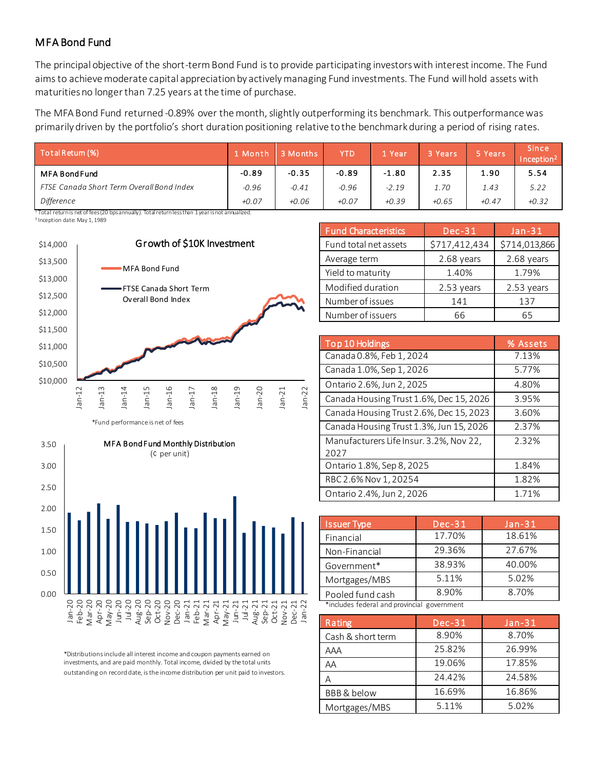## MFA Bond Fund

The principal objective of the short-term Bond Fund is to provide participating investors with interest income. The Fund aims to achieve moderate capital appreciation by actively managing Fund investments. The Fund will hold assets with maturities no longer than 7.25 years at the time of purchase.

The MFA Bond Fund returned -0.89% over the month, slightly outperforming its benchmark. This outperformance was primarily driven by the portfolio's short duration positioning relative to the benchmark during a period of rising rates.

| Total Return (%) | 1 Month | 3 Months | YTD | 1 Year | 3 Years | 5 Years | Since Inception[2] |
|---|---|---|---|---|---|---|---|
| MFA Bond Fund | -0.89 | -0.35 | -0.89 | -1.80 | 2.35 | 1.90 | 5.54 |
| *FTSE Canada Short Term Overall Bond Index* | *-0.96* | *-0.41* | *-0.96* | *-2.19* | *1.70* | *1.43* | *5.22* |
| *Difference* | *+0.07* | *+0.06* | *+0.07* | *+0.39* | *+0.65* | *+0.47* | *+0.32* |

[1] Total return is net of fees (20 bps annually). Total return less than 1 year is not annualized.
[2] Inception date: May 1, 1989

**Growth of $10K Investment**

MFA Bond Fund
FTSE Canada Short Term Overall Bond Index

*Fund performance is net of fees

**MFA Bond Fund Monthly Distribution**
(¢ per unit)

*Distributions include all interest income and coupon payments earned on investments, and are paid monthly. Total income, divided by the total units outstanding on record date, is the income distribution per unit paid to investors.

| Fund Characteristics | Dec-31 | Jan-31 |
|---|---|---|
| Fund total net assets | $717,412,434 | $714,013,866 |
| Average term | 2.68 years | 2.68 years |
| Yield to maturity | 1.40% | 1.79% |
| Modified duration | 2.53 years | 2.53 years |
| Number of issues | 141 | 137 |
| Number of issuers | 66 | 65 |

| Top 10 Holdings | % Assets |
|---|---|
| Canada 0.8%, Feb 1, 2024 | 7.13% |
| Canada 1.0%, Sep 1, 2026 | 5.77% |
| Ontario 2.6%, Jun 2, 2025 | 4.80% |
| Canada Housing Trust 1.6%, Dec 15, 2026 | 3.95% |
| Canada Housing Trust 2.6%, Dec 15, 2023 | 3.60% |
| Canada Housing Trust 1.3%, Jun 15, 2026 | 2.37% |
| Manufacturers Life Insur. 3.2%, Nov 22, 2027 | 2.32% |
| Ontario 1.8%, Sep 8, 2025 | 1.84% |
| RBC 2.6% Nov 1, 20254 | 1.82% |
| Ontario 2.4%, Jun 2, 2026 | 1.71% |

| Issuer Type | Dec-31 | Jan-31 |
|---|---|---|
| Financial | 17.70% | 18.61% |
| Non-Financial | 29.36% | 27.67% |
| Government* | 38.93% | 40.00% |
| Mortgages/MBS | 5.11% | 5.02% |
| Pooled fund cash | 8.90% | 8.70% |

*includes federal and provincial government

| Rating | Dec-31 | Jan-31 |
|---|---|---|
| Cash & short term | 8.90% | 8.70% |
| AAA | 25.82% | 26.99% |
| AA | 19.06% | 17.85% |
| A | 24.42% | 24.58% |
| BBB & below | 16.69% | 16.86% |
| Mortgages/MBS | 5.11% | 5.02% |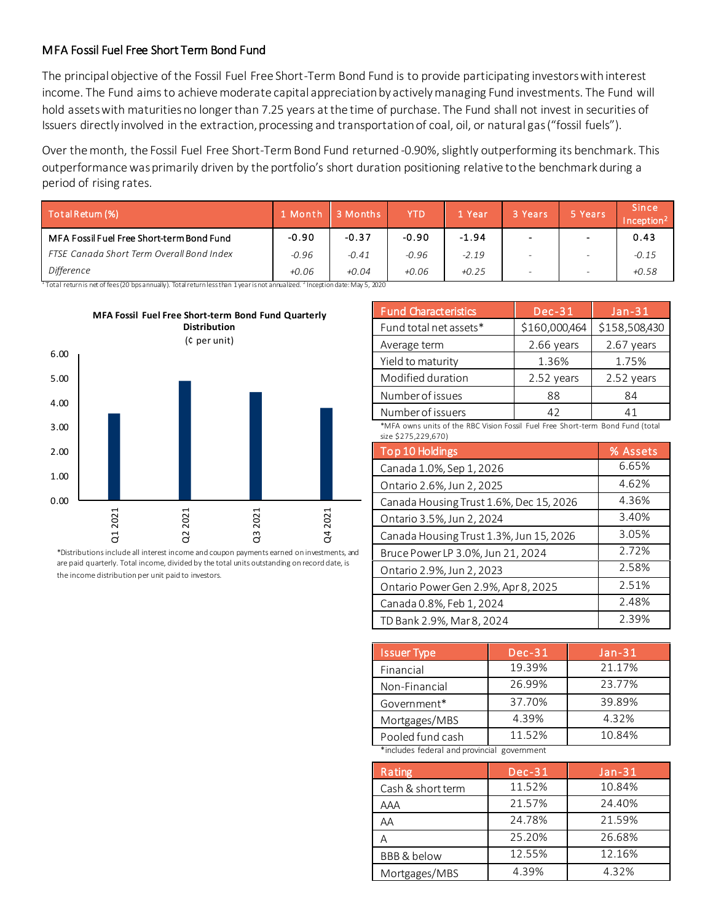## MFA Fossil Fuel Free Short Term Bond Fund

The principal objective of the Fossil Fuel Free Short-Term Bond Fund is to provide participating investors with interest income. The Fund aims to achieve moderate capital appreciation by actively managing Fund investments. The Fund will hold assets with maturities no longer than 7.25 years at the time of purchase. The Fund shall not invest in securities of Issuers directly involved in the extraction, processing and transportation of coal, oil, or natural gas ("fossil fuels").

Over the month, the Fossil Fuel Free Short-Term Bond Fund returned -0.90%, slightly outperforming its benchmark. This outperformance was primarily driven by the portfolio's short duration positioning relative to the benchmark during a period of rising rates.

| Total Return (%) | 1 Month | 3 Months | YTD | 1 Year | 3 Years | 5 Years | Since Inception[2] |
|---|---|---|---|---|---|---|---|
| MFA Fossil Fuel Free Short-term Bond Fund | -0.90 | -0.37 | -0.90 | -1.94 | - | - | 0.43 |
| *FTSE Canada Short Term Overall Bond Index* | *-0.96* | *-0.41* | *-0.96* | *-2.19* | - | - | *-0.15* |
| *Difference* | *+0.06* | *+0.04* | *+0.06* | *+0.25* | - | - | *+0.58* |

[1] Total return is net of fees (20 bps annually). Total return less than 1 year is not annualized. [2] Inception date: May 5, 2020

**MFA Fossil Fuel Free Short-term Bond Fund Quarterly Distribution**
(¢ per unit)

| Quarter | Distribution (¢ per unit, approx.) |
|---|---|
| Q1 2021 | 3.55 |
| Q2 2021 | 4.90 |
| Q3 2021 | 4.45 |
| Q4 2021 | 3.80 |

*Distributions include all interest income and coupon payments earned on investments, and are paid quarterly. Total income, divided by the total units outstanding on record date, is the income distribution per unit paid to investors.

| Fund Characteristics | Dec-31 | Jan-31 |
|---|---|---|
| Fund total net assets* | $160,000,464 | $158,508,430 |
| Average term | 2.66 years | 2.67 years |
| Yield to maturity | 1.36% | 1.75% |
| Modified duration | 2.52 years | 2.52 years |
| Number of issues | 88 | 84 |
| Number of issuers | 42 | 41 |

*MFA owns units of the RBC Vision Fossil Fuel Free Short-term Bond Fund (total size $275,229,670)

| Top 10 Holdings | % Assets |
|---|---|
| Canada 1.0%, Sep 1, 2026 | 6.65% |
| Ontario 2.6%, Jun 2, 2025 | 4.62% |
| Canada Housing Trust 1.6%, Dec 15, 2026 | 4.36% |
| Ontario 3.5%, Jun 2, 2024 | 3.40% |
| Canada Housing Trust 1.3%, Jun 15, 2026 | 3.05% |
| Bruce Power LP 3.0%, Jun 21, 2024 | 2.72% |
| Ontario 2.9%, Jun 2, 2023 | 2.58% |
| Ontario Power Gen 2.9%, Apr 8, 2025 | 2.51% |
| Canada 0.8%, Feb 1, 2024 | 2.48% |
| TD Bank 2.9%, Mar 8, 2024 | 2.39% |

| Issuer Type | Dec-31 | Jan-31 |
|---|---|---|
| Financial | 19.39% | 21.17% |
| Non-Financial | 26.99% | 23.77% |
| Government* | 37.70% | 39.89% |
| Mortgages/MBS | 4.39% | 4.32% |
| Pooled fund cash | 11.52% | 10.84% |

*includes federal and provincial government

| Rating | Dec-31 | Jan-31 |
|---|---|---|
| Cash & short term | 11.52% | 10.84% |
| AAA | 21.57% | 24.40% |
| AA | 24.78% | 21.59% |
| A | 25.20% | 26.68% |
| BBB & below | 12.55% | 12.16% |
| Mortgages/MBS | 4.39% | 4.32% |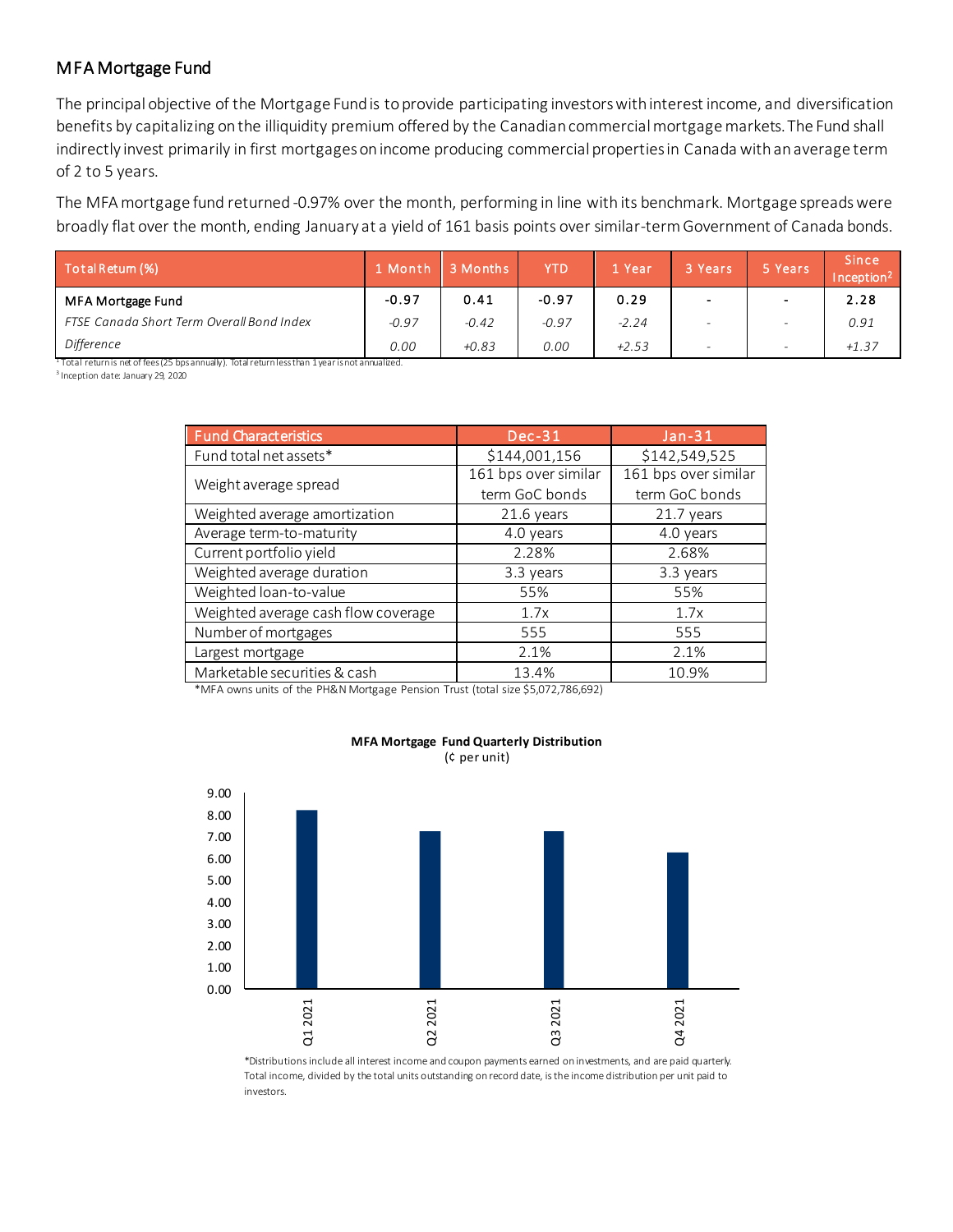## MFA Mortgage Fund

The principal objective of the Mortgage Fund is to provide participating investors with interest income, and diversification benefits by capitalizing on the illiquidity premium offered by the Canadian commercial mortgage markets. The Fund shall indirectly invest primarily in first mortgages on income producing commercial properties in Canada with an average term of 2 to 5 years.

The MFA mortgage fund returned -0.97% over the month, performing in line with its benchmark. Mortgage spreads were broadly flat over the month, ending January at a yield of 161 basis points over similar-term Government of Canada bonds.

| Total Return (%) | 1 Month | 3 Months | YTD | 1 Year | 3 Years | 5 Years | Since Inception[2] |
|---|---|---|---|---|---|---|---|
| MFA Mortgage Fund | -0.97 | 0.41 | -0.97 | 0.29 | - | - | 2.28 |
| *FTSE Canada Short Term Overall Bond Index* | *-0.97* | *-0.42* | *-0.97* | *-2.24* | - | - | *0.91* |
| *Difference* | *0.00* | *+0.83* | *0.00* | *+2.53* | - | - | *+1.37* |

[1] Total return is net of fees (25 bps annually). Total return less than 1 year is not annualized.
[3] Inception date: January 29, 2020

| Fund Characteristics | Dec-31 | Jan-31 |
|---|---|---|
| Fund total net assets* | $144,001,156 | $142,549,525 |
| Weight average spread | 161 bps over similar term GoC bonds | 161 bps over similar term GoC bonds |
| Weighted average amortization | 21.6 years | 21.7 years |
| Average term-to-maturity | 4.0 years | 4.0 years |
| Current portfolio yield | 2.28% | 2.68% |
| Weighted average duration | 3.3 years | 3.3 years |
| Weighted loan-to-value | 55% | 55% |
| Weighted average cash flow coverage | 1.7x | 1.7x |
| Number of mortgages | 555 | 555 |
| Largest mortgage | 2.1% | 2.1% |
| Marketable securities & cash | 13.4% | 10.9% |

*MFA owns units of the PH&N Mortgage Pension Trust (total size $5,072,786,692)

**MFA Mortgage Fund Quarterly Distribution**
(¢ per unit)

9.00
8.00
7.00
6.00
5.00
4.00
3.00
2.00
1.00
0.00

Q1 2021
Q2 2021
Q3 2021
Q4 2021

*Distributions include all interest income and coupon payments earned on investments, and are paid quarterly. Total income, divided by the total units outstanding on record date, is the income distribution per unit paid to investors.